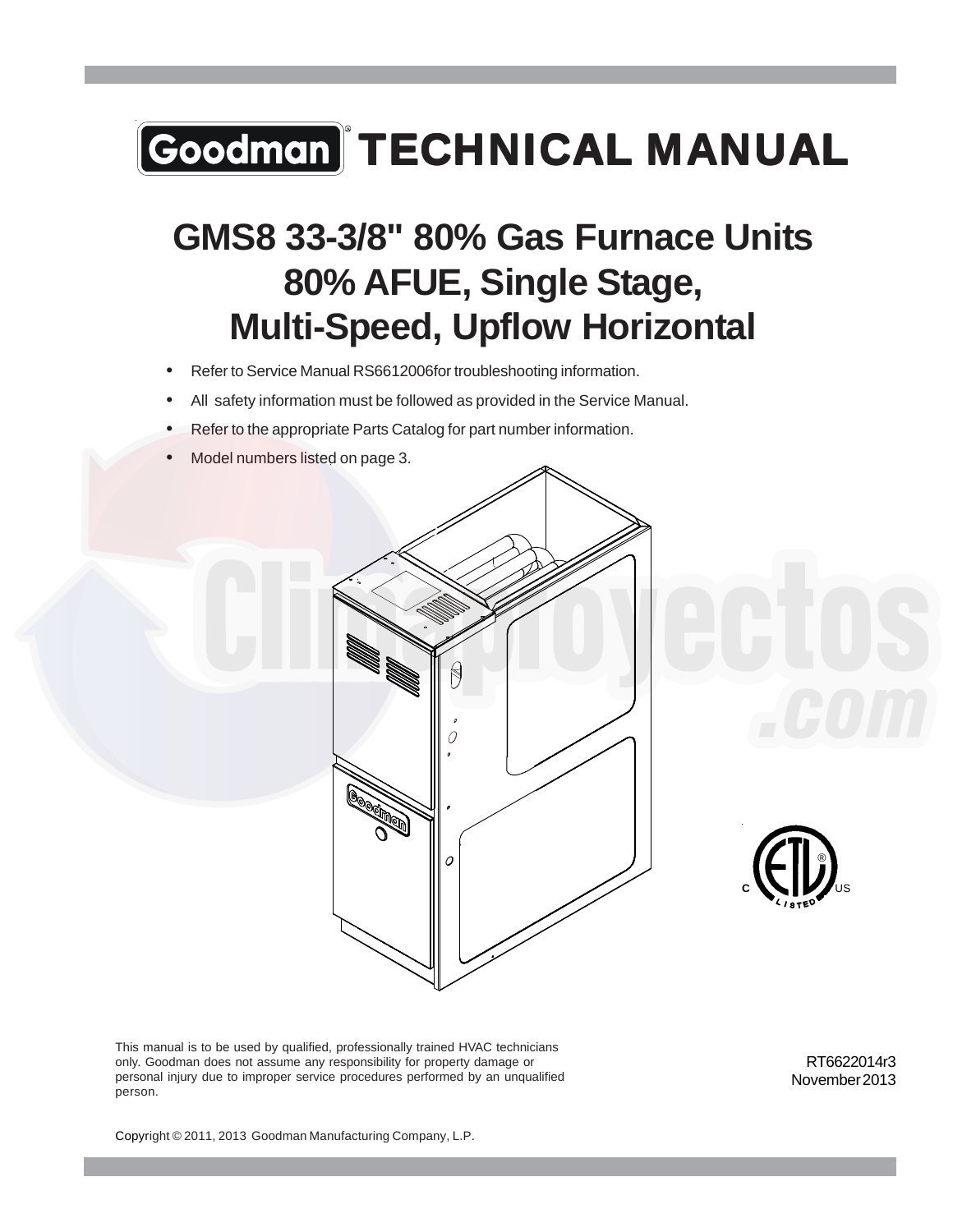# Goodman® TECHNICAL MANUAL

## GMS8 33-3/8" 80% Gas Furnace Units 80% AFUE, Single Stage, Multi-Speed, Upflow Horizontal

- Refer to Service Manual RS6612006for troubleshooting information.
- All safety information must be followed as provided in the Service Manual.
- Refer to the appropriate Parts Catalog for part number information.
- Model numbers listed on page 3.

This manual is to be used by qualified, professionally trained HVAC technicians only. Goodman does not assume any responsibility for property damage or personal injury due to improper service procedures performed by an unqualified person.

RT6622014r3
November 2013

Copyright © 2011, 2013 Goodman Manufacturing Company, L.P.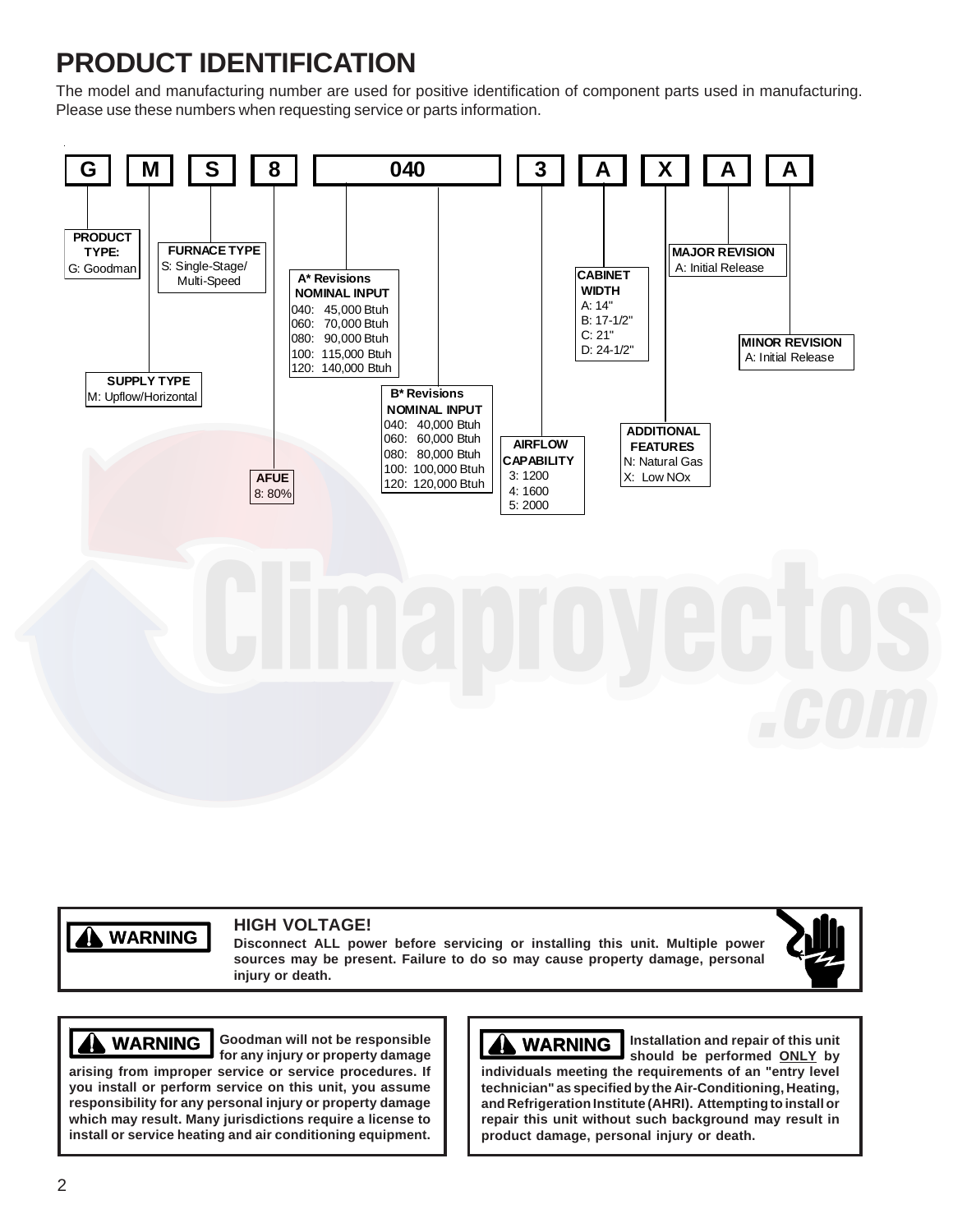# PRODUCT IDENTIFICATION

The model and manufacturing number are used for positive identification of component parts used in manufacturing. Please use these numbers when requesting service or parts information.

| G | M | S | 8 | 040 | 3 | A | X | A | A |
|---|---|---|---|---|---|---|---|---|---|

**PRODUCT TYPE:**
G: Goodman

**SUPPLY TYPE**
M: Upflow/Horizontal

**FURNACE TYPE**
S: Single-Stage/ Multi-Speed

**AFUE**
8: 80%

**A* Revisions NOMINAL INPUT**
040: 45,000 Btuh
060: 70,000 Btuh
080: 90,000 Btuh
100: 115,000 Btuh
120: 140,000 Btuh

**B* Revisions NOMINAL INPUT**
040: 40,000 Btuh
060: 60,000 Btuh
080: 80,000 Btuh
100: 100,000 Btuh
120: 120,000 Btuh

**AIRFLOW CAPABILITY**
3: 1200
4: 1600
5: 2000

**CABINET WIDTH**
A: 14"
B: 17-1/2"
C: 21"
D: 24-1/2"

**ADDITIONAL FEATURES**
N: Natural Gas
X: Low NOx

**MAJOR REVISION**
A: Initial Release

**MINOR REVISION**
A: Initial Release

**WARNING**

**HIGH VOLTAGE!**
**Disconnect ALL power before servicing or installing this unit. Multiple power sources may be present. Failure to do so may cause property damage, personal injury or death.**

**WARNING**

**Goodman will not be responsible for any injury or property damage arising from improper service or service procedures. If you install or perform service on this unit, you assume responsibility for any personal injury or property damage which may result. Many jurisdictions require a license to install or service heating and air conditioning equipment.**

**WARNING**

**Installation and repair of this unit should be performed ONLY by individuals meeting the requirements of an "entry level technician" as specified by the Air-Conditioning, Heating, and Refrigeration Institute (AHRI). Attempting to install or repair this unit without such background may result in product damage, personal injury or death.**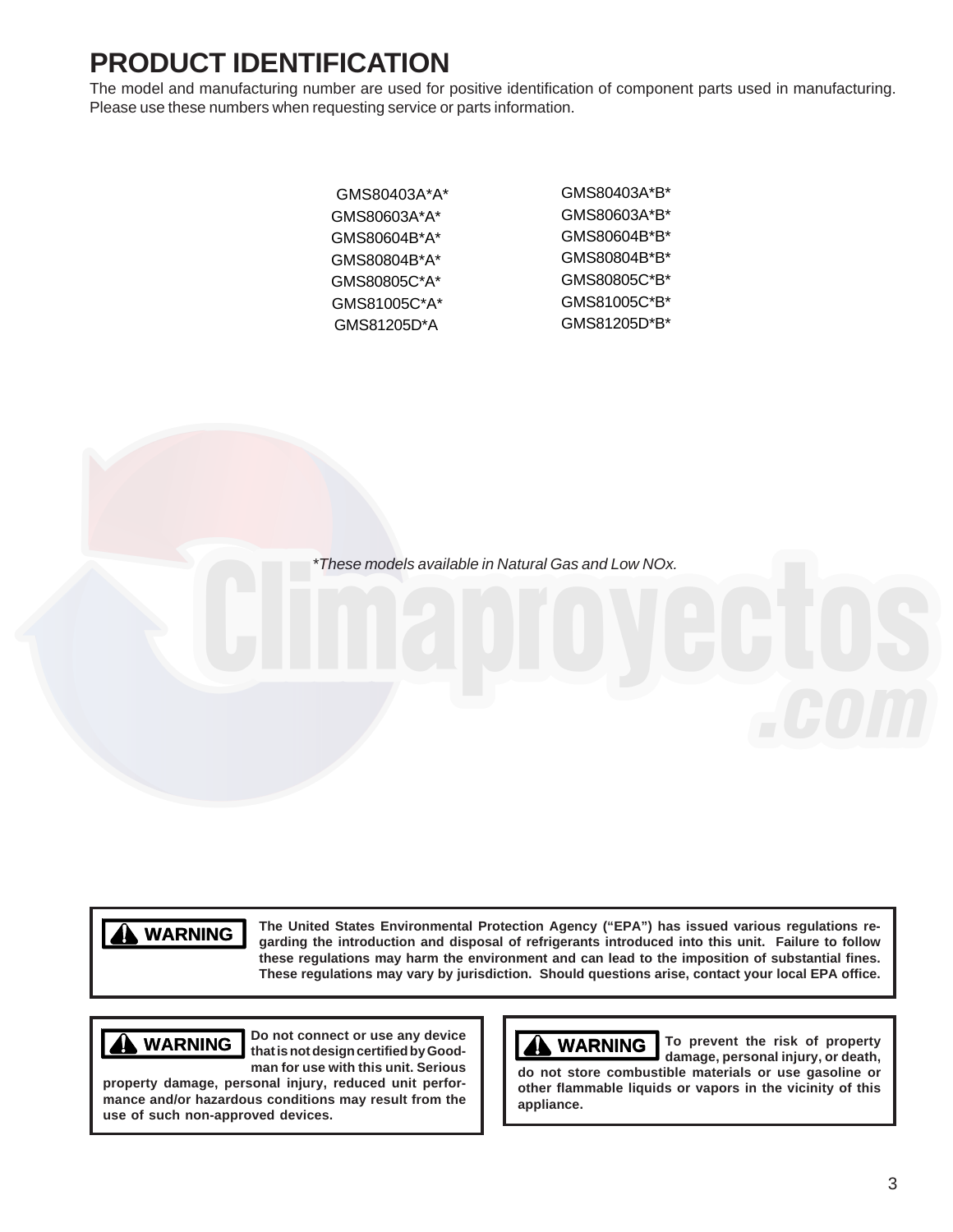# PRODUCT IDENTIFICATION

The model and manufacturing number are used for positive identification of component parts used in manufacturing. Please use these numbers when requesting service or parts information.

| | |
|---|---|
| GMS80403A*A* | GMS80403A*B* |
| GMS80603A*A* | GMS80603A*B* |
| GMS80604B*A* | GMS80604B*B* |
| GMS80804B*A* | GMS80804B*B* |
| GMS80805C*A* | GMS80805C*B* |
| GMS81005C*A* | GMS81005C*B* |
| GMS81205D*A | GMS81205D*B* |

*\*These models available in Natural Gas and Low NOx.*

**WARNING**

**The United States Environmental Protection Agency ("EPA") has issued various regulations regarding the introduction and disposal of refrigerants introduced into this unit. Failure to follow these regulations may harm the environment and can lead to the imposition of substantial fines. These regulations may vary by jurisdiction. Should questions arise, contact your local EPA office.**

**WARNING**

**Do not connect or use any device that is not design certified by Goodman for use with this unit. Serious property damage, personal injury, reduced unit performance and/or hazardous conditions may result from the use of such non-approved devices.**

**WARNING**

**To prevent the risk of property damage, personal injury, or death, do not store combustible materials or use gasoline or other flammable liquids or vapors in the vicinity of this appliance.**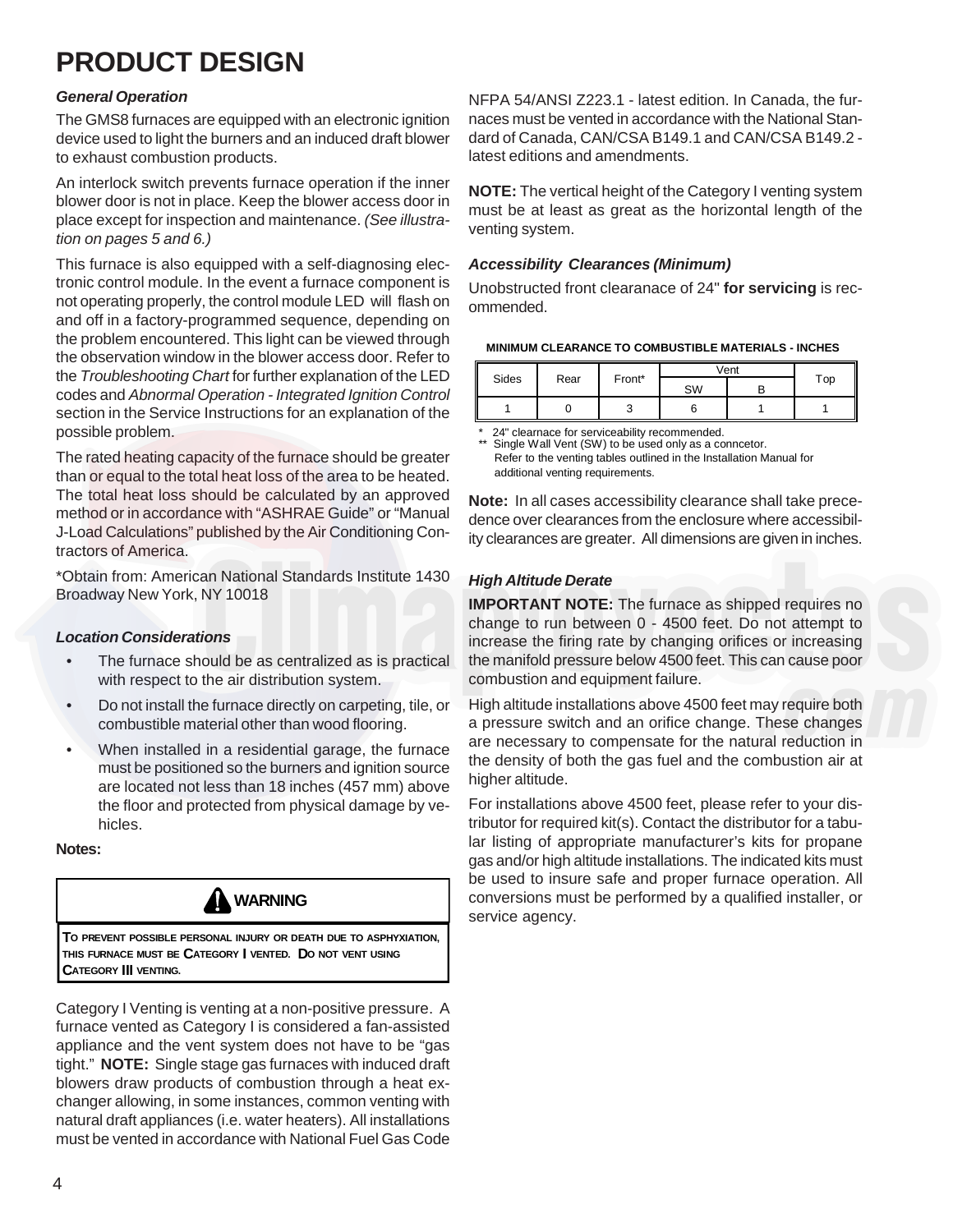# PRODUCT DESIGN

### *General Operation*

The GMS8 furnaces are equipped with an electronic ignition device used to light the burners and an induced draft blower to exhaust combustion products.

An interlock switch prevents furnace operation if the inner blower door is not in place. Keep the blower access door in place except for inspection and maintenance. *(See illustration on pages 5 and 6.)*

This furnace is also equipped with a self-diagnosing electronic control module. In the event a furnace component is not operating properly, the control module LED will flash on and off in a factory-programmed sequence, depending on the problem encountered. This light can be viewed through the observation window in the blower access door. Refer to the *Troubleshooting Chart* for further explanation of the LED codes and *Abnormal Operation - Integrated Ignition Control* section in the Service Instructions for an explanation of the possible problem.

The rated heating capacity of the furnace should be greater than or equal to the total heat loss of the area to be heated. The total heat loss should be calculated by an approved method or in accordance with "ASHRAE Guide" or "Manual J-Load Calculations" published by the Air Conditioning Contractors of America.

*Obtain from: American National Standards Institute 1430 Broadway New York, NY 10018

### *Location Considerations*

- The furnace should be as centralized as is practical with respect to the air distribution system.
- Do not install the furnace directly on carpeting, tile, or combustible material other than wood flooring.
- When installed in a residential garage, the furnace must be positioned so the burners and ignition source are located not less than 18 inches (457 mm) above the floor and protected from physical damage by vehicles.

**Notes:**

**WARNING**

**TO PREVENT POSSIBLE PERSONAL INJURY OR DEATH DUE TO ASPHYXIATION, THIS FURNACE MUST BE CATEGORY I VENTED. DO NOT VENT USING CATEGORY III VENTING.**

Category I Venting is venting at a non-positive pressure. A furnace vented as Category I is considered a fan-assisted appliance and the vent system does not have to be "gas tight." **NOTE:** Single stage gas furnaces with induced draft blowers draw products of combustion through a heat exchanger allowing, in some instances, common venting with natural draft appliances (i.e. water heaters). All installations must be vented in accordance with National Fuel Gas Code NFPA 54/ANSI Z223.1 - latest edition. In Canada, the furnaces must be vented in accordance with the National Standard of Canada, CAN/CSA B149.1 and CAN/CSA B149.2 - latest editions and amendments.

**NOTE:** The vertical height of the Category I venting system must be at least as great as the horizontal length of the venting system.

### *Accessibility Clearances (Minimum)*

Unobstructed front clearanace of 24" **for servicing** is recommended.

**MINIMUM CLEARANCE TO COMBUSTIBLE MATERIALS - INCHES**

| Sides | Rear | Front* | Vent | | Top |
|---|---|---|---|---|---|
| | | | SW | B | |
| 1 | 0 | 3 | 6 | 1 | 1 |

\* 24" clearnace for serviceability recommended.
** Single Wall Vent (SW) to be used only as a conncetor.
Refer to the venting tables outlined in the Installation Manual for additional venting requirements.

**Note:** In all cases accessibility clearance shall take precedence over clearances from the enclosure where accessibility clearances are greater. All dimensions are given in inches.

### *High Altitude Derate*

**IMPORTANT NOTE:** The furnace as shipped requires no change to run between 0 - 4500 feet. Do not attempt to increase the firing rate by changing orifices or increasing the manifold pressure below 4500 feet. This can cause poor combustion and equipment failure.

High altitude installations above 4500 feet may require both a pressure switch and an orifice change. These changes are necessary to compensate for the natural reduction in the density of both the gas fuel and the combustion air at higher altitude.

For installations above 4500 feet, please refer to your distributor for required kit(s). Contact the distributor for a tabular listing of appropriate manufacturer's kits for propane gas and/or high altitude installations. The indicated kits must be used to insure safe and proper furnace operation. All conversions must be performed by a qualified installer, or service agency.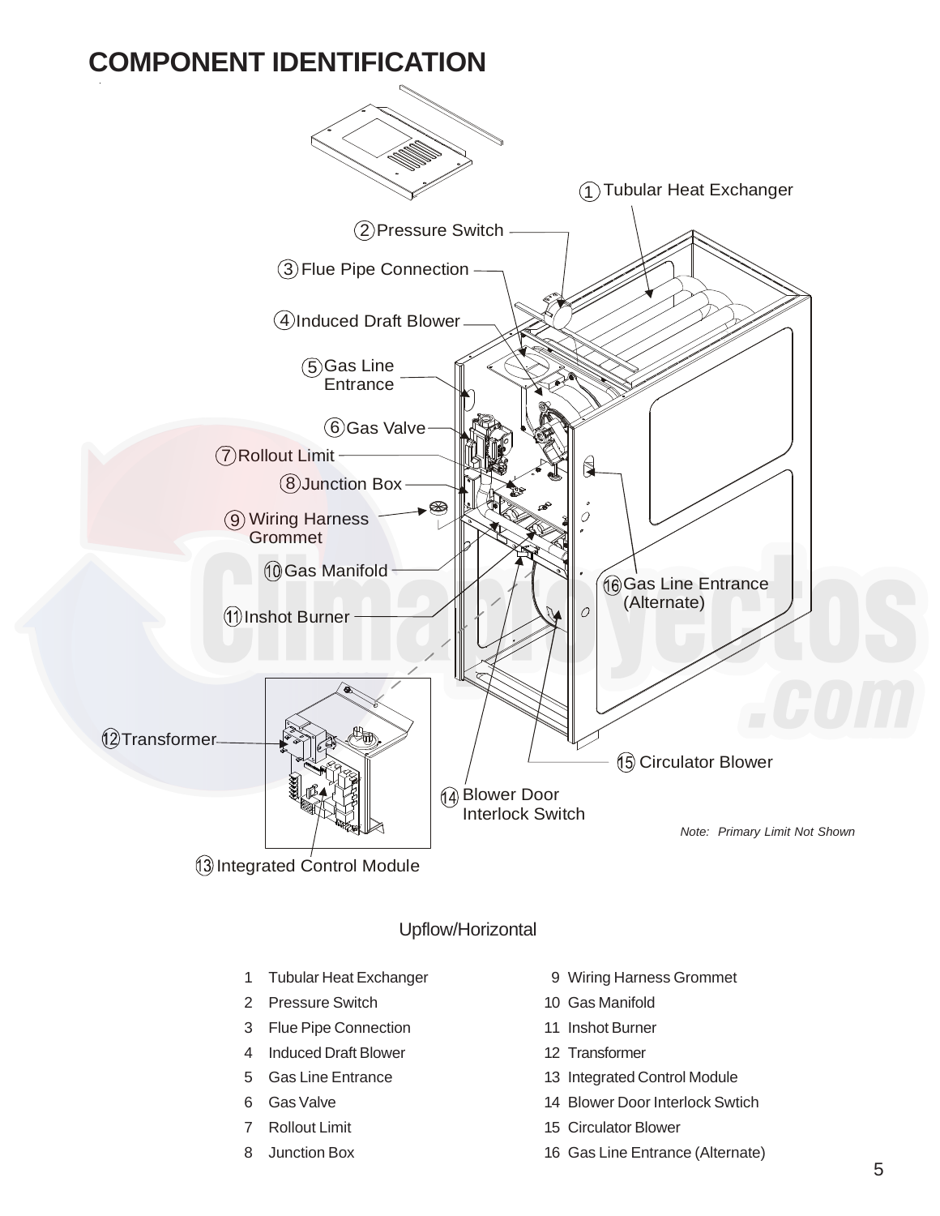# COMPONENT IDENTIFICATION

1 Tubular Heat Exchanger
2 Pressure Switch
3 Flue Pipe Connection
4 Induced Draft Blower
5 Gas Line Entrance
6 Gas Valve
7 Rollout Limit
8 Junction Box
9 Wiring Harness Grommet
10 Gas Manifold
11 Inshot Burner
12 Transformer
13 Integrated Control Module
14 Blower Door Interlock Switch
15 Circulator Blower
16 Gas Line Entrance (Alternate)

*Note: Primary Limit Not Shown*

Upflow/Horizontal

1. Tubular Heat Exchanger
2. Pressure Switch
3. Flue Pipe Connection
4. Induced Draft Blower
5. Gas Line Entrance
6. Gas Valve
7. Rollout Limit
8. Junction Box
9. Wiring Harness Grommet
10. Gas Manifold
11. Inshot Burner
12. Transformer
13. Integrated Control Module
14. Blower Door Interlock Swtich
15. Circulator Blower
16. Gas Line Entrance (Alternate)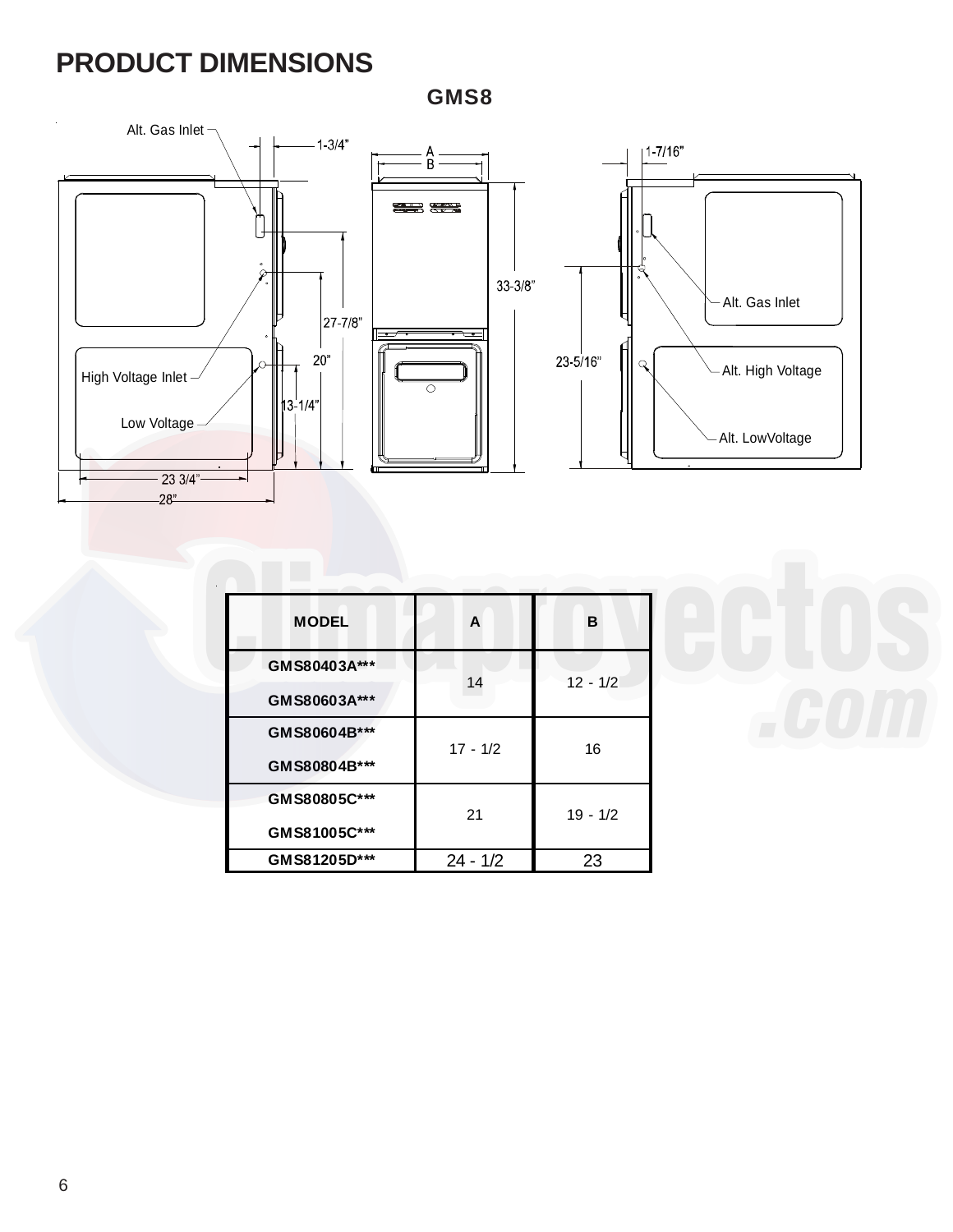# PRODUCT DIMENSIONS

## GMS8

Alt. Gas Inlet

1-3/4"

A

B

1-7/16"

33-3/8"

Alt. Gas Inlet

27-7/8"

20"

23-5/16"

High Voltage Inlet

Alt. High Voltage

13-1/4"

Low Voltage

Alt. LowVoltage

23 3/4"

28"

| MODEL | A | B |
|---|---|---|
| GMS80403A***<br>GMS80603A*** | 14 | 12 - 1/2 |
| GMS80604B***<br>GMS80804B*** | 17 - 1/2 | 16 |
| GMS80805C***<br>GMS81005C*** | 21 | 19 - 1/2 |
| GMS81205D*** | 24 - 1/2 | 23 |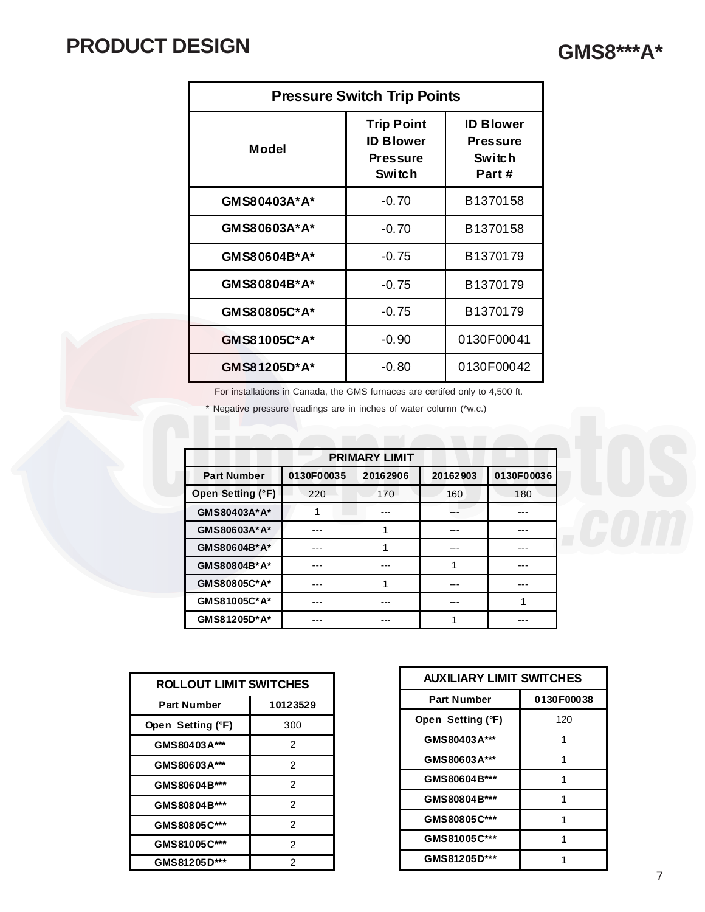## PRODUCT DESIGN

## GMS8***A*

| Pressure Switch Trip Points | | |
|---|---|---|
| Model | Trip Point ID Blower Pressure Switch | ID Blower Pressure Switch Part # |
| GMS80403A*A* | -0.70 | B1370158 |
| GMS80603A*A* | -0.70 | B1370158 |
| GMS80604B*A* | -0.75 | B1370179 |
| GMS80804B*A* | -0.75 | B1370179 |
| GMS80805C*A* | -0.75 | B1370179 |
| GMS81005C*A* | -0.90 | 0130F00041 |
| GMS81205D*A* | -0.80 | 0130F00042 |

For installations in Canada, the GMS furnaces are certifed only to 4,500 ft.

* Negative pressure readings are in inches of water column (*w.c.)

| PRIMARY LIMIT | | | | |
|---|---|---|---|---|
| Part Number | 0130F00035 | 20162906 | 20162903 | 0130F00036 |
| Open Setting (°F) | 220 | 170 | 160 | 180 |
| GMS80403A*A* | 1 | --- | --- | --- |
| GMS80603A*A* | --- | 1 | --- | --- |
| GMS80604B*A* | --- | 1 | --- | --- |
| GMS80804B*A* | --- | --- | 1 | --- |
| GMS80805C*A* | --- | 1 | --- | --- |
| GMS81005C*A* | --- | --- | --- | 1 |
| GMS81205D*A* | --- | --- | 1 | --- |

| ROLLOUT LIMIT SWITCHES | |
|---|---|
| Part Number | 10123529 |
| Open Setting (°F) | 300 |
| GMS80403A*** | 2 |
| GMS80603A*** | 2 |
| GMS80604B*** | 2 |
| GMS80804B*** | 2 |
| GMS80805C*** | 2 |
| GMS81005C*** | 2 |
| GMS81205D*** | 2 |

| AUXILIARY LIMIT SWITCHES | |
|---|---|
| Part Number | 0130F00038 |
| Open Setting (°F) | 120 |
| GMS80403A*** | 1 |
| GMS80603A*** | 1 |
| GMS80604B*** | 1 |
| GMS80804B*** | 1 |
| GMS80805C*** | 1 |
| GMS81005C*** | 1 |
| GMS81205D*** | 1 |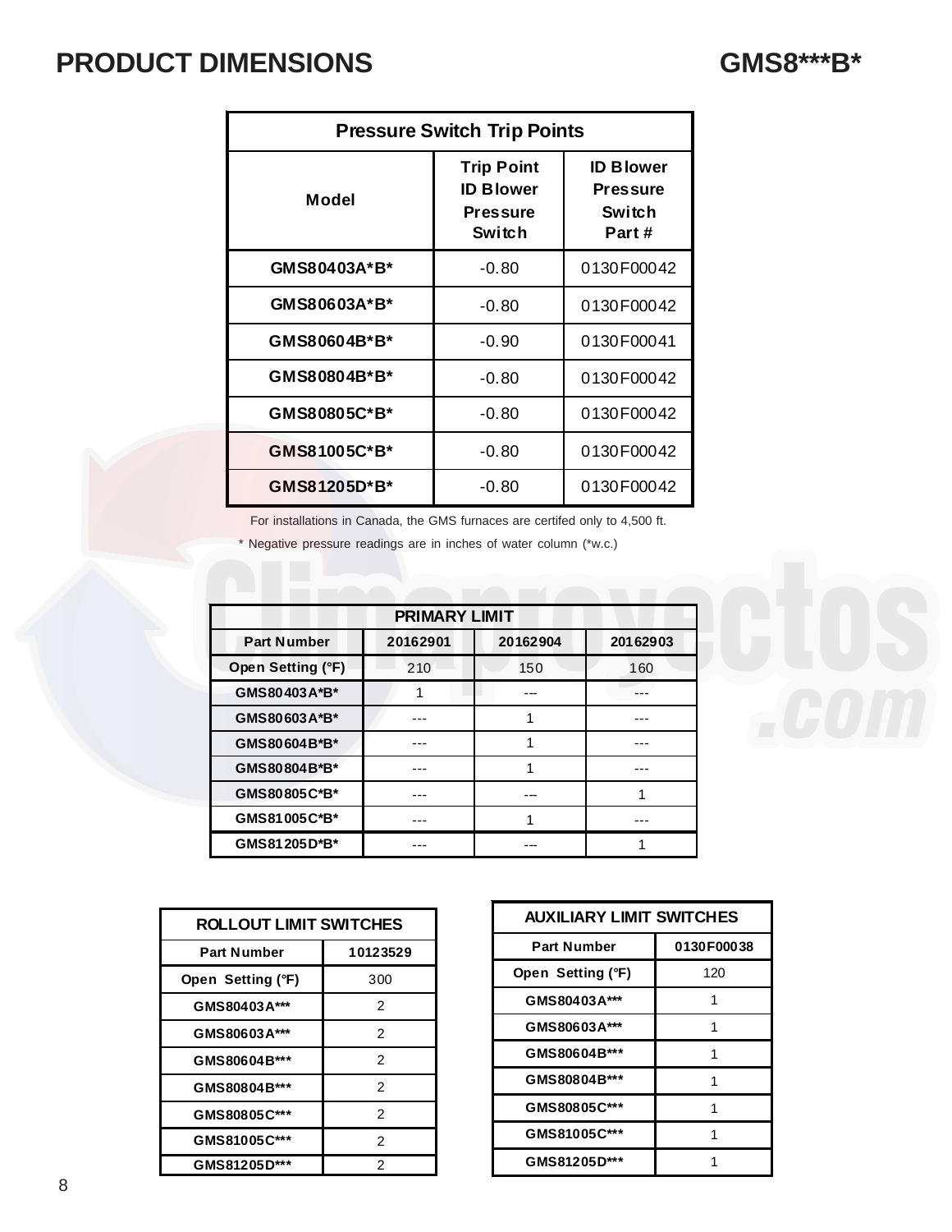# PRODUCT DIMENSIONS GMS8***B*

| Pressure Switch Trip Points | | |
|---|---|---|
| Model | Trip Point ID Blower Pressure Switch | ID Blower Pressure Switch Part # |
| GMS80403A*B* | -0.80 | 0130F00042 |
| GMS80603A*B* | -0.80 | 0130F00042 |
| GMS80604B*B* | -0.90 | 0130F00041 |
| GMS80804B*B* | -0.80 | 0130F00042 |
| GMS80805C*B* | -0.80 | 0130F00042 |
| GMS81005C*B* | -0.80 | 0130F00042 |
| GMS81205D*B* | -0.80 | 0130F00042 |

For installations in Canada, the GMS furnaces are certifed only to 4,500 ft.

* Negative pressure readings are in inches of water column (*w.c.)

| PRIMARY LIMIT | | | |
|---|---|---|---|
| Part Number | 20162901 | 20162904 | 20162903 |
| Open Setting (°F) | 210 | 150 | 160 |
| GMS80403A*B* | 1 | --- | --- |
| GMS80603A*B* | --- | 1 | --- |
| GMS80604B*B* | --- | 1 | --- |
| GMS80804B*B* | --- | 1 | --- |
| GMS80805C*B* | --- | --- | 1 |
| GMS81005C*B* | --- | 1 | --- |
| GMS81205D*B* | --- | --- | 1 |

| ROLLOUT LIMIT SWITCHES | |
|---|---|
| Part Number | 10123529 |
| Open Setting (°F) | 300 |
| GMS80403A*** | 2 |
| GMS80603A*** | 2 |
| GMS80604B*** | 2 |
| GMS80804B*** | 2 |
| GMS80805C*** | 2 |
| GMS81005C*** | 2 |
| GMS81205D*** | 2 |

| AUXILIARY LIMIT SWITCHES | |
|---|---|
| Part Number | 0130F00038 |
| Open Setting (°F) | 120 |
| GMS80403A*** | 1 |
| GMS80603A*** | 1 |
| GMS80604B*** | 1 |
| GMS80804B*** | 1 |
| GMS80805C*** | 1 |
| GMS81005C*** | 1 |
| GMS81205D*** | 1 |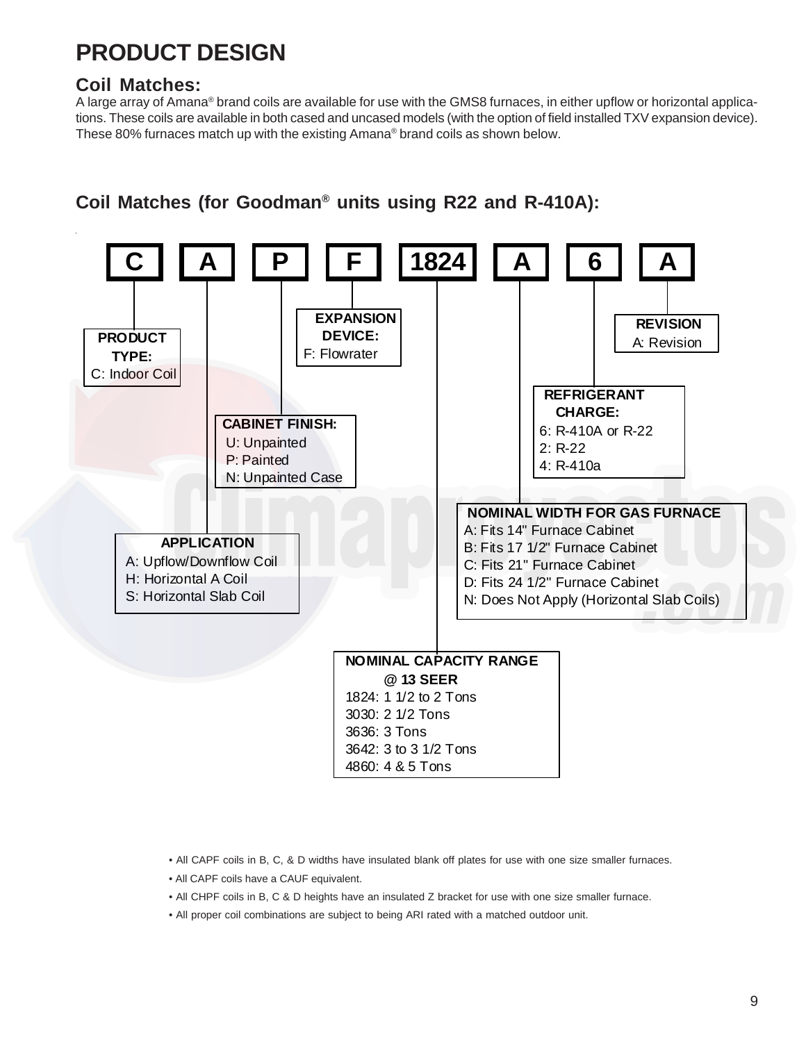# PRODUCT DESIGN

## Coil Matches:

A large array of Amana® brand coils are available for use with the GMS8 furnaces, in either upflow or horizontal applications. These coils are available in both cased and uncased models (with the option of field installed TXV expansion device). These 80% furnaces match up with the existing Amana® brand coils as shown below.

## Coil Matches (for Goodman® units using R22 and R-410A):

C | A | P | F | 1824 | A | 6 | A

**PRODUCT TYPE:**
C: Indoor Coil

**APPLICATION**
A: Upflow/Downflow Coil
H: Horizontal A Coil
S: Horizontal Slab Coil

**CABINET FINISH:**
U: Unpainted
P: Painted
N: Unpainted Case

**EXPANSION DEVICE:**
F: Flowrater

**NOMINAL CAPACITY RANGE @ 13 SEER**
1824: 1 1/2 to 2 Tons
3030: 2 1/2 Tons
3636: 3 Tons
3642: 3 to 3 1/2 Tons
4860: 4 & 5 Tons

**NOMINAL WIDTH FOR GAS FURNACE**
A: Fits 14" Furnace Cabinet
B: Fits 17 1/2" Furnace Cabinet
C: Fits 21" Furnace Cabinet
D: Fits 24 1/2" Furnace Cabinet
N: Does Not Apply (Horizontal Slab Coils)

**REFRIGERANT CHARGE:**
6: R-410A or R-22
2: R-22
4: R-410a

**REVISION**
A: Revision

- All CAPF coils in B, C, & D widths have insulated blank off plates for use with one size smaller furnaces.
- All CAPF coils have a CAUF equivalent.
- All CHPF coils in B, C & D heights have an insulated Z bracket for use with one size smaller furnace.
- All proper coil combinations are subject to being ARI rated with a matched outdoor unit.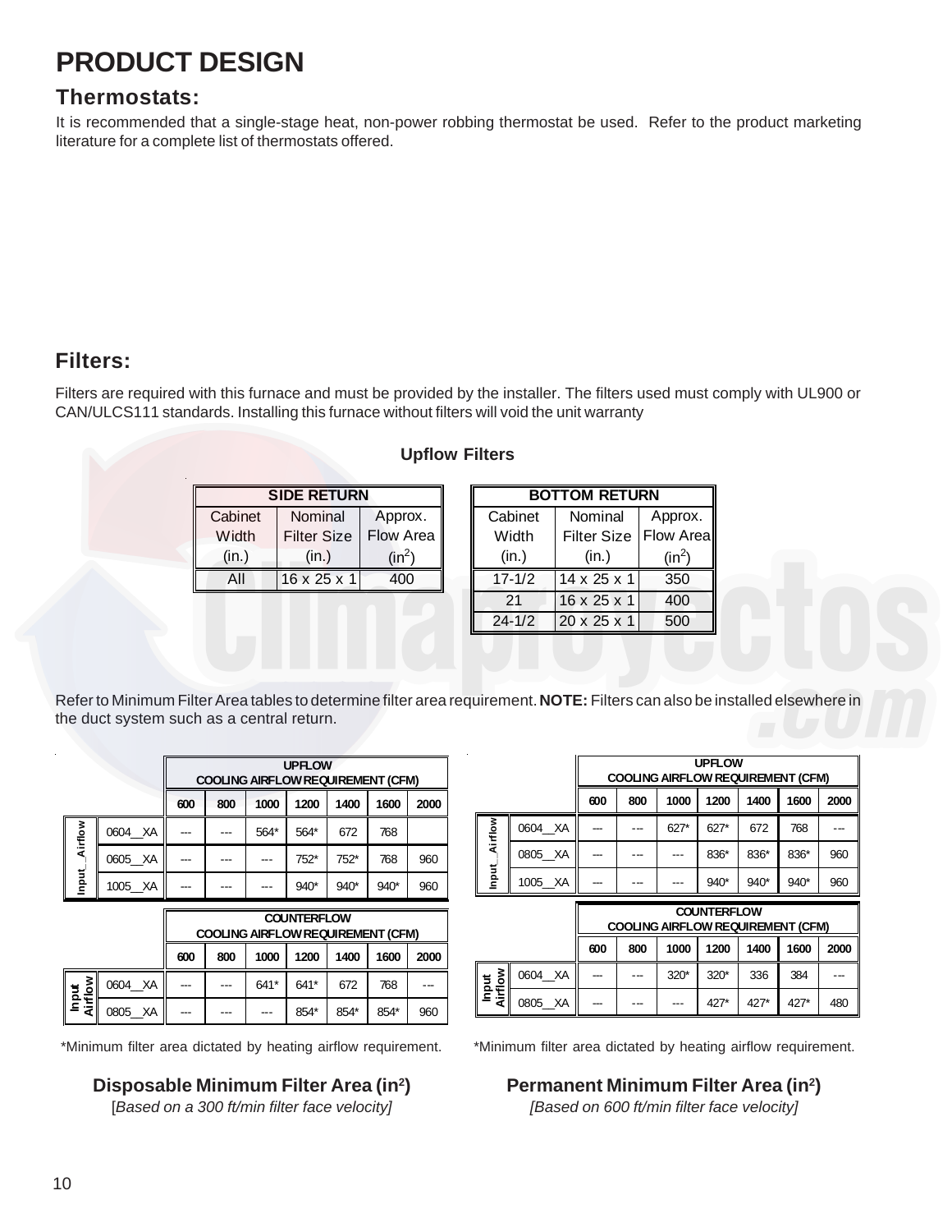# PRODUCT DESIGN

## Thermostats:

It is recommended that a single-stage heat, non-power robbing thermostat be used. Refer to the product marketing literature for a complete list of thermostats offered.

## Filters:

Filters are required with this furnace and must be provided by the installer. The filters used must comply with UL900 or CAN/ULCS111 standards. Installing this furnace without filters will void the unit warranty

### Upflow Filters

| SIDE RETURN | | |
|---|---|---|
| Cabinet Width (in.) | Nominal Filter Size (in.) | Approx. Flow Area ($in^2$) |
| All | 16 x 25 x 1 | 400 |

| BOTTOM RETURN | | |
|---|---|---|
| Cabinet Width (in.) | Nominal Filter Size (in.) | Approx. Flow Area ($in^2$) |
| 17-1/2 | 14 x 25 x 1 | 350 |
| 21 | 16 x 25 x 1 | 400 |
| 24-1/2 | 20 x 25 x 1 | 500 |

Refer to Minimum Filter Area tables to determine filter area requirement. **NOTE:** Filters can also be installed elsewhere in the duct system such as a central return.

| | | UPFLOW COOLING AIRFLOW REQUIREMENT (CFM) | | | | | | |
|---|---|---|---|---|---|---|---|---|
| | | 600 | 800 | 1000 | 1200 | 1400 | 1600 | 2000 |
| Input_Airflow | 0604__XA | --- | --- | 564* | 564* | 672 | 768 | |
| | 0605__XA | --- | --- | --- | 752* | 752* | 768 | 960 |
| | 1005__XA | --- | --- | --- | 940* | 940* | 940* | 960 |

| | | COUNTERFLOW COOLING AIRFLOW REQUIREMENT (CFM) | | | | | | |
|---|---|---|---|---|---|---|---|---|
| | | 600 | 800 | 1000 | 1200 | 1400 | 1600 | 2000 |
| Input Airflow | 0604__XA | --- | --- | 641* | 641* | 672 | 768 | --- |
| | 0805__XA | --- | --- | --- | 854* | 854* | 854* | 960 |

*Minimum filter area dictated by heating airflow requirement.

**Disposable Minimum Filter Area (in²)**
[*Based on a 300 ft/min filter face velocity*]

| | | UPFLOW COOLING AIRFLOW REQUIREMENT (CFM) | | | | | | |
|---|---|---|---|---|---|---|---|---|
| | | 600 | 800 | 1000 | 1200 | 1400 | 1600 | 2000 |
| Input_Airflow | 0604__XA | --- | --- | 627* | 627* | 672 | 768 | --- |
| | 0805__XA | --- | --- | --- | 836* | 836* | 836* | 960 |
| | 1005__XA | --- | --- | --- | 940* | 940* | 940* | 960 |

| | | COUNTERFLOW COOLING AIRFLOW REQUIREMENT (CFM) | | | | | | |
|---|---|---|---|---|---|---|---|---|
| | | 600 | 800 | 1000 | 1200 | 1400 | 1600 | 2000 |
| Input Airflow | 0604__XA | --- | --- | 320* | 320* | 336 | 384 | --- |
| | 0805__XA | --- | --- | --- | 427* | 427* | 427* | 480 |

*Minimum filter area dictated by heating airflow requirement.

**Permanent Minimum Filter Area (in²)**
*[Based on 600 ft/min filter face velocity]*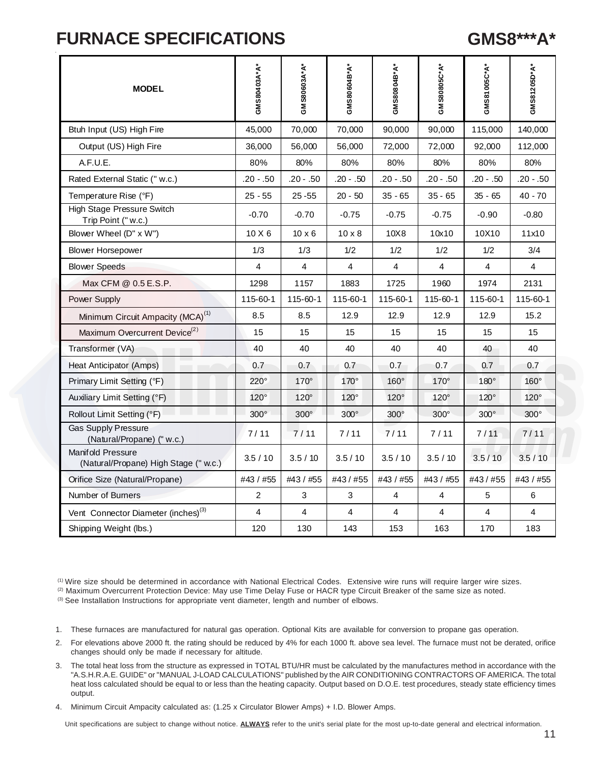# FURNACE SPECIFICATIONS

# GMS8***A*

| MODEL | GMS80403A*A* | GMS80603A*A* | GMS80604B*A* | GMS80804B*A* | GMS80805C*A* | GMS81005C*A* | GMS81205D*A* |
|---|---|---|---|---|---|---|---|
| Btuh Input (US) High Fire | 45,000 | 70,000 | 70,000 | 90,000 | 90,000 | 115,000 | 140,000 |
| Output (US) High Fire | 36,000 | 56,000 | 56,000 | 72,000 | 72,000 | 92,000 | 112,000 |
| A.F.U.E. | 80% | 80% | 80% | 80% | 80% | 80% | 80% |
| Rated External Static (" w.c.) | .20 - .50 | .20 - .50 | .20 - .50 | .20 - .50 | .20 - .50 | .20 - .50 | .20 - .50 |
| Temperature Rise (°F) | 25 - 55 | 25 -55 | 20 - 50 | 35 - 65 | 35 - 65 | 35 - 65 | 40 - 70 |
| High Stage Pressure Switch Trip Point (" w.c.) | -0.70 | -0.70 | -0.75 | -0.75 | -0.75 | -0.90 | -0.80 |
| Blower Wheel (D" x W") | 10 X 6 | 10 x 6 | 10 x 8 | 10X8 | 10x10 | 10X10 | 11x10 |
| Blower Horsepower | 1/3 | 1/3 | 1/2 | 1/2 | 1/2 | 1/2 | 3/4 |
| Blower Speeds | 4 | 4 | 4 | 4 | 4 | 4 | 4 |
| Max CFM @ 0.5 E.S.P. | 1298 | 1157 | 1883 | 1725 | 1960 | 1974 | 2131 |
| Power Supply | 115-60-1 | 115-60-1 | 115-60-1 | 115-60-1 | 115-60-1 | 115-60-1 | 115-60-1 |
| Minimum Circuit Ampacity (MCA)(1) | 8.5 | 8.5 | 12.9 | 12.9 | 12.9 | 12.9 | 15.2 |
| Maximum Overcurrent Device(2) | 15 | 15 | 15 | 15 | 15 | 15 | 15 |
| Transformer (VA) | 40 | 40 | 40 | 40 | 40 | 40 | 40 |
| Heat Anticipator (Amps) | 0.7 | 0.7 | 0.7 | 0.7 | 0.7 | 0.7 | 0.7 |
| Primary Limit Setting (°F) | 220° | 170° | 170° | 160° | 170° | 180° | 160° |
| Auxiliary Limit Setting (°F) | 120° | 120° | 120° | 120° | 120° | 120° | 120° |
| Rollout Limit Setting (°F) | 300° | 300° | 300° | 300° | 300° | 300° | 300° |
| Gas Supply Pressure (Natural/Propane) (" w.c.) | 7 / 11 | 7 / 11 | 7 / 11 | 7 / 11 | 7 / 11 | 7 / 11 | 7 / 11 |
| Manifold Pressure (Natural/Propane) High Stage (" w.c.) | 3.5 / 10 | 3.5 / 10 | 3.5 / 10 | 3.5 / 10 | 3.5 / 10 | 3.5 / 10 | 3.5 / 10 |
| Orifice Size (Natural/Propane) | #43 / #55 | #43 / #55 | #43 / #55 | #43 / #55 | #43 / #55 | #43 / #55 | #43 / #55 |
| Number of Burners | 2 | 3 | 3 | 4 | 4 | 5 | 6 |
| Vent Connector Diameter (inches)(3) | 4 | 4 | 4 | 4 | 4 | 4 | 4 |
| Shipping Weight (lbs.) | 120 | 130 | 143 | 153 | 163 | 170 | 183 |

(1) Wire size should be determined in accordance with National Electrical Codes. Extensive wire runs will require larger wire sizes.
(2) Maximum Overcurrent Protection Device: May use Time Delay Fuse or HACR type Circuit Breaker of the same size as noted.
(3) See Installation Instructions for appropriate vent diameter, length and number of elbows.

1. These furnaces are manufactured for natural gas operation. Optional Kits are available for conversion to propane gas operation.
2. For elevations above 2000 ft. the rating should be reduced by 4% for each 1000 ft. above sea level. The furnace must not be derated, orifice changes should only be made if necessary for altitude.
3. The total heat loss from the structure as expressed in TOTAL BTU/HR must be calculated by the manufactures method in accordance with the "A.S.H.R.A.E. GUIDE" or "MANUAL J-LOAD CALCULATIONS" published by the AIR CONDITIONING CONTRACTORS OF AMERICA. The total heat loss calculated should be equal to or less than the heating capacity. Output based on D.O.E. test procedures, steady state efficiency times output.
4. Minimum Circuit Ampacity calculated as: (1.25 x Circulator Blower Amps) + I.D. Blower Amps.

Unit specifications are subject to change without notice. **ALWAYS** refer to the unit's serial plate for the most up-to-date general and electrical information.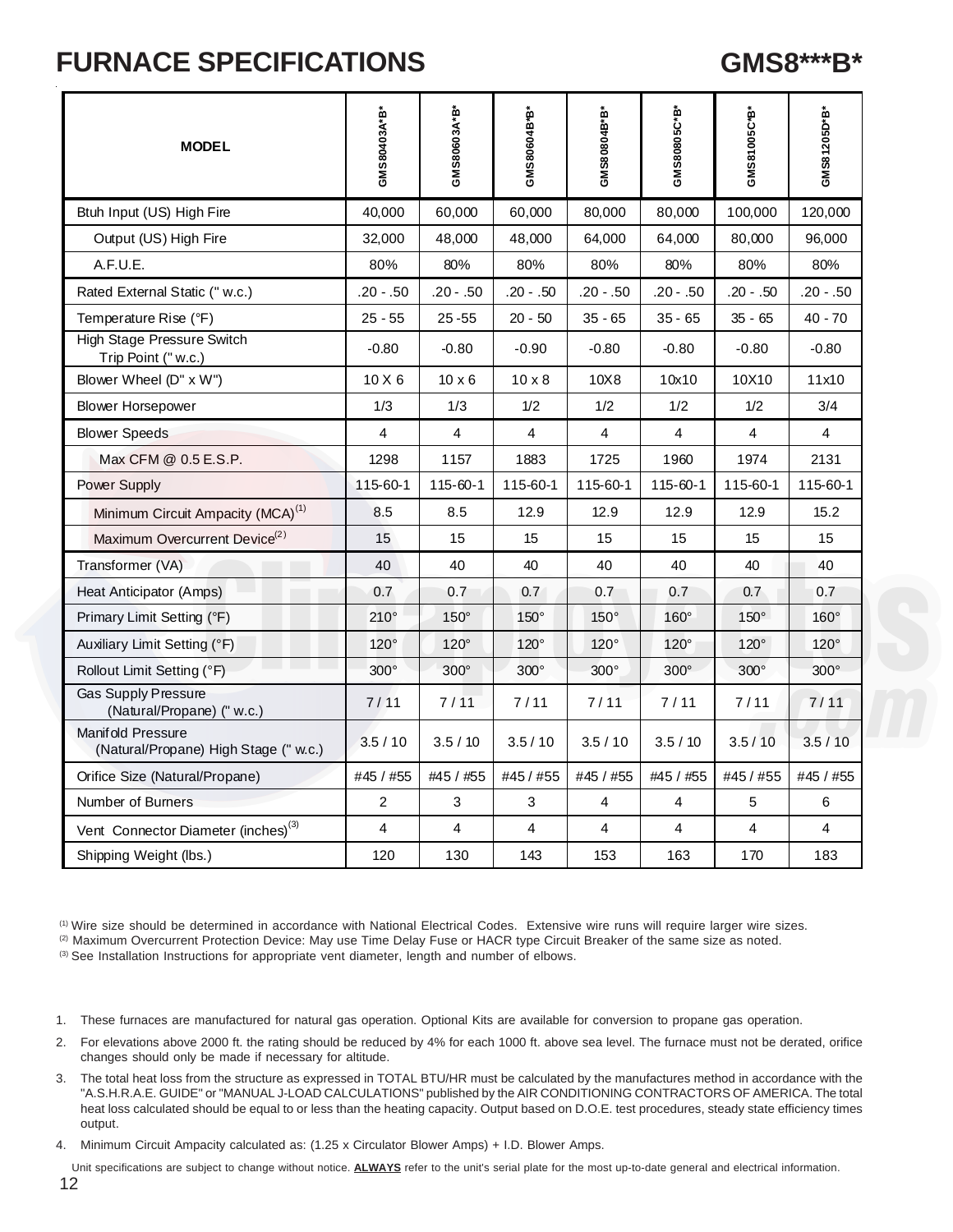# FURNACE SPECIFICATIONS

## GMS8***B*

| MODEL | GMS80403A*B* | GMS80603A*B* | GMS80604B*B* | GMS80804B*B* | GMS80805C*B* | GMS81005C*B* | GMS81205D*B* |
|---|---|---|---|---|---|---|---|
| Btuh Input (US) High Fire | 40,000 | 60,000 | 60,000 | 80,000 | 80,000 | 100,000 | 120,000 |
| Output (US) High Fire | 32,000 | 48,000 | 48,000 | 64,000 | 64,000 | 80,000 | 96,000 |
| A.F.U.E. | 80% | 80% | 80% | 80% | 80% | 80% | 80% |
| Rated External Static (" w.c.) | .20 - .50 | .20 - .50 | .20 - .50 | .20 - .50 | .20 - .50 | .20 - .50 | .20 - .50 |
| Temperature Rise (°F) | 25 - 55 | 25 -55 | 20 - 50 | 35 - 65 | 35 - 65 | 35 - 65 | 40 - 70 |
| High Stage Pressure Switch Trip Point (" w.c.) | -0.80 | -0.80 | -0.90 | -0.80 | -0.80 | -0.80 | -0.80 |
| Blower Wheel (D" x W") | 10 X 6 | 10 x 6 | 10 x 8 | 10X8 | 10x10 | 10X10 | 11x10 |
| Blower Horsepower | 1/3 | 1/3 | 1/2 | 1/2 | 1/2 | 1/2 | 3/4 |
| Blower Speeds | 4 | 4 | 4 | 4 | 4 | 4 | 4 |
| Max CFM @ 0.5 E.S.P. | 1298 | 1157 | 1883 | 1725 | 1960 | 1974 | 2131 |
| Power Supply | 115-60-1 | 115-60-1 | 115-60-1 | 115-60-1 | 115-60-1 | 115-60-1 | 115-60-1 |
| Minimum Circuit Ampacity (MCA)(1) | 8.5 | 8.5 | 12.9 | 12.9 | 12.9 | 12.9 | 15.2 |
| Maximum Overcurrent Device(2) | 15 | 15 | 15 | 15 | 15 | 15 | 15 |
| Transformer (VA) | 40 | 40 | 40 | 40 | 40 | 40 | 40 |
| Heat Anticipator (Amps) | 0.7 | 0.7 | 0.7 | 0.7 | 0.7 | 0.7 | 0.7 |
| Primary Limit Setting (°F) | 210° | 150° | 150° | 150° | 160° | 150° | 160° |
| Auxiliary Limit Setting (°F) | 120° | 120° | 120° | 120° | 120° | 120° | 120° |
| Rollout Limit Setting (°F) | 300° | 300° | 300° | 300° | 300° | 300° | 300° |
| Gas Supply Pressure (Natural/Propane) (" w.c.) | 7 / 11 | 7 / 11 | 7 / 11 | 7 / 11 | 7 / 11 | 7 / 11 | 7 / 11 |
| Manifold Pressure (Natural/Propane) High Stage (" w.c.) | 3.5 / 10 | 3.5 / 10 | 3.5 / 10 | 3.5 / 10 | 3.5 / 10 | 3.5 / 10 | 3.5 / 10 |
| Orifice Size (Natural/Propane) | #45 / #55 | #45 / #55 | #45 / #55 | #45 / #55 | #45 / #55 | #45 / #55 | #45 / #55 |
| Number of Burners | 2 | 3 | 3 | 4 | 4 | 5 | 6 |
| Vent Connector Diameter (inches)(3) | 4 | 4 | 4 | 4 | 4 | 4 | 4 |
| Shipping Weight (lbs.) | 120 | 130 | 143 | 153 | 163 | 170 | 183 |

(1) Wire size should be determined in accordance with National Electrical Codes. Extensive wire runs will require larger wire sizes.
(2) Maximum Overcurrent Protection Device: May use Time Delay Fuse or HACR type Circuit Breaker of the same size as noted.
(3) See Installation Instructions for appropriate vent diameter, length and number of elbows.

1. These furnaces are manufactured for natural gas operation. Optional Kits are available for conversion to propane gas operation.
2. For elevations above 2000 ft. the rating should be reduced by 4% for each 1000 ft. above sea level. The furnace must not be derated, orifice changes should only be made if necessary for altitude.
3. The total heat loss from the structure as expressed in TOTAL BTU/HR must be calculated by the manufactures method in accordance with the "A.S.H.R.A.E. GUIDE" or "MANUAL J-LOAD CALCULATIONS" published by the AIR CONDITIONING CONTRACTORS OF AMERICA. The total heat loss calculated should be equal to or less than the heating capacity. Output based on D.O.E. test procedures, steady state efficiency times output.
4. Minimum Circuit Ampacity calculated as: (1.25 x Circulator Blower Amps) + I.D. Blower Amps.

Unit specifications are subject to change without notice. **ALWAYS** refer to the unit's serial plate for the most up-to-date general and electrical information.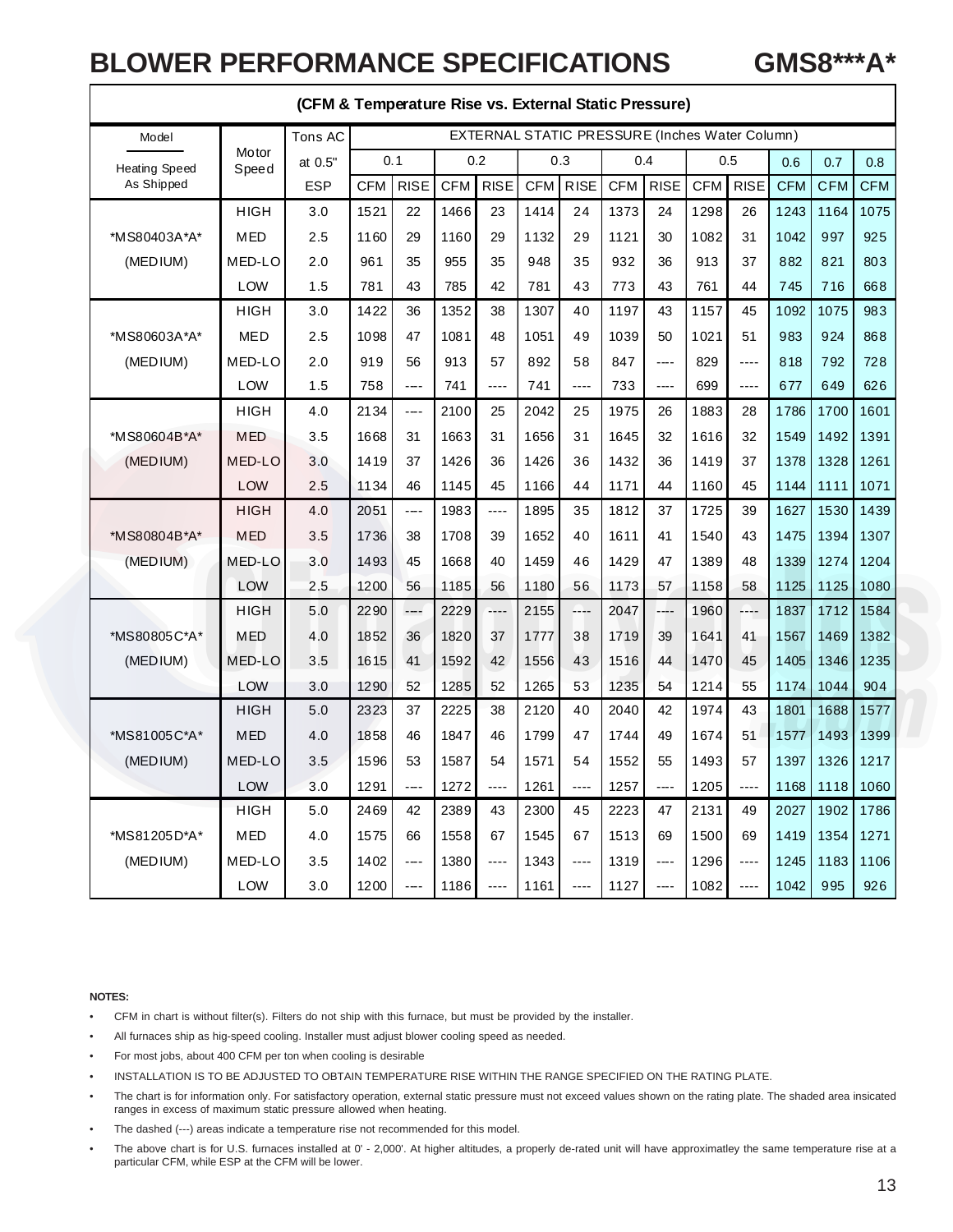# BLOWER PERFORMANCE SPECIFICATIONS GMS8***A*

**(CFM & Temperature Rise vs. External Static Pressure)**

| Model / Heating Speed As Shipped | Motor Speed | Tons AC at 0.5" ESP | EXTERNAL STATIC PRESSURE (Inches Water Column) | | | | | | | | | | | | |
|---|---|---|---|---|---|---|---|---|---|---|---|---|---|---|---|
| | | | 0.1 | | 0.2 | | 0.3 | | 0.4 | | 0.5 | | 0.6 | 0.7 | 0.8 |
| | | | CFM | RISE | CFM | RISE | CFM | RISE | CFM | RISE | CFM | RISE | CFM | CFM | CFM |
| *MS80403A*A* (MEDIUM) | HIGH | 3.0 | 1521 | 22 | 1466 | 23 | 1414 | 24 | 1373 | 24 | 1298 | 26 | 1243 | 1164 | 1075 |
| | MED | 2.5 | 1160 | 29 | 1160 | 29 | 1132 | 29 | 1121 | 30 | 1082 | 31 | 1042 | 997 | 925 |
| | MED-LO | 2.0 | 961 | 35 | 955 | 35 | 948 | 35 | 932 | 36 | 913 | 37 | 882 | 821 | 803 |
| | LOW | 1.5 | 781 | 43 | 785 | 42 | 781 | 43 | 773 | 43 | 761 | 44 | 745 | 716 | 668 |
| *MS80603A*A* (MEDIUM) | HIGH | 3.0 | 1422 | 36 | 1352 | 38 | 1307 | 40 | 1197 | 43 | 1157 | 45 | 1092 | 1075 | 983 |
| | MED | 2.5 | 1098 | 47 | 1081 | 48 | 1051 | 49 | 1039 | 50 | 1021 | 51 | 983 | 924 | 868 |
| | MED-LO | 2.0 | 919 | 56 | 913 | 57 | 892 | 58 | 847 | ---- | 829 | ---- | 818 | 792 | 728 |
| | LOW | 1.5 | 758 | ---- | 741 | ---- | 741 | ---- | 733 | ---- | 699 | ---- | 677 | 649 | 626 |
| *MS80604B*A* (MEDIUM) | HIGH | 4.0 | 2134 | ---- | 2100 | 25 | 2042 | 25 | 1975 | 26 | 1883 | 28 | 1786 | 1700 | 1601 |
| | MED | 3.5 | 1668 | 31 | 1663 | 31 | 1656 | 31 | 1645 | 32 | 1616 | 32 | 1549 | 1492 | 1391 |
| | MED-LO | 3.0 | 1419 | 37 | 1426 | 36 | 1426 | 36 | 1432 | 36 | 1419 | 37 | 1378 | 1328 | 1261 |
| | LOW | 2.5 | 1134 | 46 | 1145 | 45 | 1166 | 44 | 1171 | 44 | 1160 | 45 | 1144 | 1111 | 1071 |
| *MS80804B*A* (MEDIUM) | HIGH | 4.0 | 2051 | ---- | 1983 | ---- | 1895 | 35 | 1812 | 37 | 1725 | 39 | 1627 | 1530 | 1439 |
| | MED | 3.5 | 1736 | 38 | 1708 | 39 | 1652 | 40 | 1611 | 41 | 1540 | 43 | 1475 | 1394 | 1307 |
| | MED-LO | 3.0 | 1493 | 45 | 1668 | 40 | 1459 | 46 | 1429 | 47 | 1389 | 48 | 1339 | 1274 | 1204 |
| | LOW | 2.5 | 1200 | 56 | 1185 | 56 | 1180 | 56 | 1173 | 57 | 1158 | 58 | 1125 | 1125 | 1080 |
| *MS80805C*A* (MEDIUM) | HIGH | 5.0 | 2290 | ---- | 2229 | ---- | 2155 | ---- | 2047 | ---- | 1960 | ---- | 1837 | 1712 | 1584 |
| | MED | 4.0 | 1852 | 36 | 1820 | 37 | 1777 | 38 | 1719 | 39 | 1641 | 41 | 1567 | 1469 | 1382 |
| | MED-LO | 3.5 | 1615 | 41 | 1592 | 42 | 1556 | 43 | 1516 | 44 | 1470 | 45 | 1405 | 1346 | 1235 |
| | LOW | 3.0 | 1290 | 52 | 1285 | 52 | 1265 | 53 | 1235 | 54 | 1214 | 55 | 1174 | 1044 | 904 |
| *MS81005C*A* (MEDIUM) | HIGH | 5.0 | 2323 | 37 | 2225 | 38 | 2120 | 40 | 2040 | 42 | 1974 | 43 | 1801 | 1688 | 1577 |
| | MED | 4.0 | 1858 | 46 | 1847 | 46 | 1799 | 47 | 1744 | 49 | 1674 | 51 | 1577 | 1493 | 1399 |
| | MED-LO | 3.5 | 1596 | 53 | 1587 | 54 | 1571 | 54 | 1552 | 55 | 1493 | 57 | 1397 | 1326 | 1217 |
| | LOW | 3.0 | 1291 | ---- | 1272 | ---- | 1261 | ---- | 1257 | ---- | 1205 | ---- | 1168 | 1118 | 1060 |
| *MS81205D*A* (MEDIUM) | HIGH | 5.0 | 2469 | 42 | 2389 | 43 | 2300 | 45 | 2223 | 47 | 2131 | 49 | 2027 | 1902 | 1786 |
| | MED | 4.0 | 1575 | 66 | 1558 | 67 | 1545 | 67 | 1513 | 69 | 1500 | 69 | 1419 | 1354 | 1271 |
| | MED-LO | 3.5 | 1402 | ---- | 1380 | ---- | 1343 | ---- | 1319 | ---- | 1296 | ---- | 1245 | 1183 | 1106 |
| | LOW | 3.0 | 1200 | ---- | 1186 | ---- | 1161 | ---- | 1127 | ---- | 1082 | ---- | 1042 | 995 | 926 |

**NOTES:**

- CFM in chart is without filter(s). Filters do not ship with this furnace, but must be provided by the installer.
- All furnaces ship as hig-speed cooling. Installer must adjust blower cooling speed as needed.
- For most jobs, about 400 CFM per ton when cooling is desirable
- INSTALLATION IS TO BE ADJUSTED TO OBTAIN TEMPERATURE RISE WITHIN THE RANGE SPECIFIED ON THE RATING PLATE.
- The chart is for information only. For satisfactory operation, external static pressure must not exceed values shown on the rating plate. The shaded area insicated ranges in excess of maximum static pressure allowed when heating.
- The dashed (---) areas indicate a temperature rise not recommended for this model.
- The above chart is for U.S. furnaces installed at 0' - 2,000'. At higher altitudes, a properly de-rated unit will have approximatley the same temperature rise at a particular CFM, while ESP at the CFM will be lower.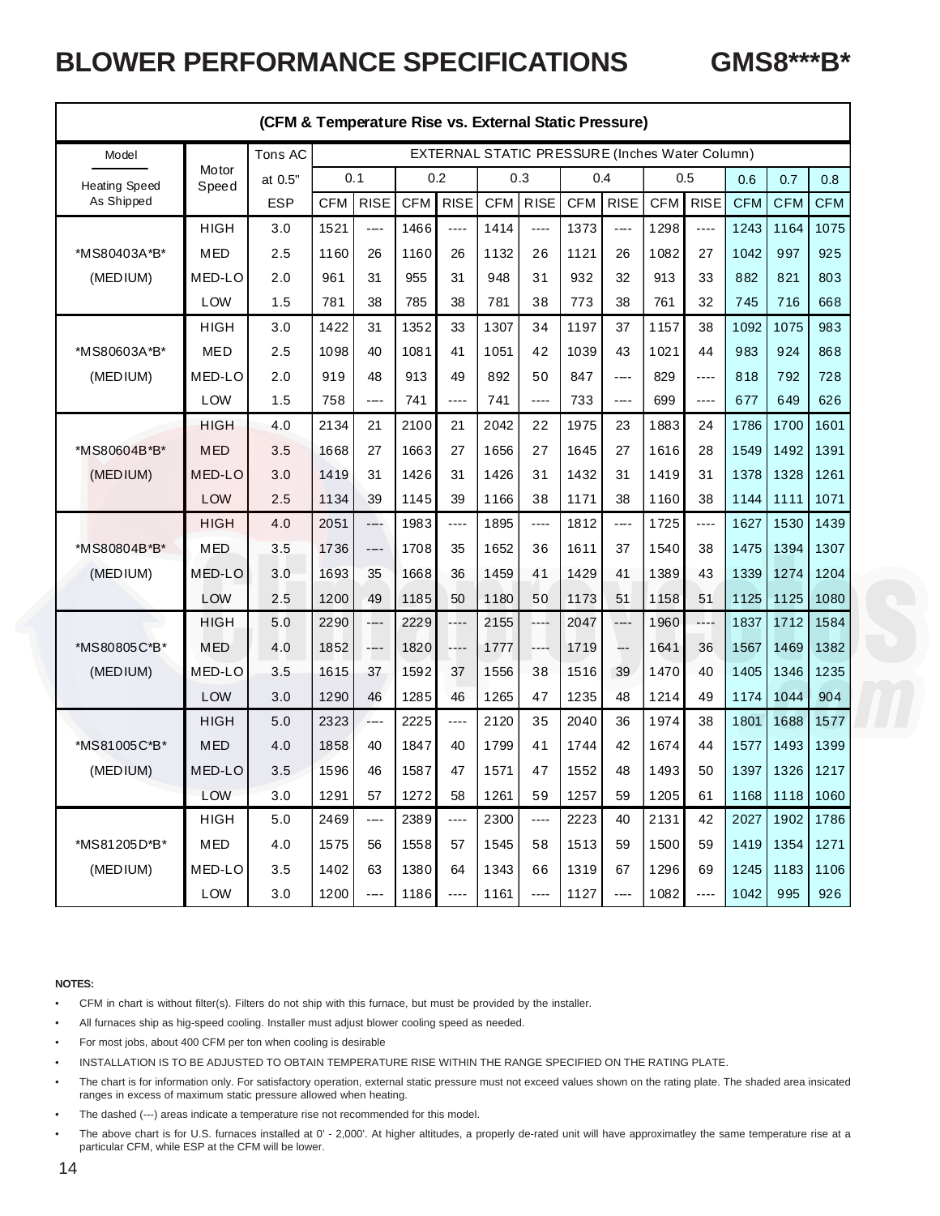# BLOWER PERFORMANCE SPECIFICATIONS GMS8***B*

(CFM & Temperature Rise vs. External Static Pressure)

| Model / Heating Speed As Shipped | Motor Speed | Tons AC at 0.5" ESP | EXTERNAL STATIC PRESSURE (Inches Water Column) | | | | | | | | | | | | |
|---|---|---|---|---|---|---|---|---|---|---|---|---|---|---|---|
| | | | 0.1 | | 0.2 | | 0.3 | | 0.4 | | 0.5 | | 0.6 | 0.7 | 0.8 |
| | | | CFM | RISE | CFM | RISE | CFM | RISE | CFM | RISE | CFM | RISE | CFM | CFM | CFM |
| *MS80403A*B* | HIGH | 3.0 | 1521 | ---- | 1466 | ---- | 1414 | ---- | 1373 | ---- | 1298 | ---- | 1243 | 1164 | 1075 |
| (MEDIUM) | MED | 2.5 | 1160 | 26 | 1160 | 26 | 1132 | 26 | 1121 | 26 | 1082 | 27 | 1042 | 997 | 925 |
| | MED-LO | 2.0 | 961 | 31 | 955 | 31 | 948 | 31 | 932 | 32 | 913 | 33 | 882 | 821 | 803 |
| | LOW | 1.5 | 781 | 38 | 785 | 38 | 781 | 38 | 773 | 38 | 761 | 32 | 745 | 716 | 668 |
| *MS80603A*B* | HIGH | 3.0 | 1422 | 31 | 1352 | 33 | 1307 | 34 | 1197 | 37 | 1157 | 38 | 1092 | 1075 | 983 |
| (MEDIUM) | MED | 2.5 | 1098 | 40 | 1081 | 41 | 1051 | 42 | 1039 | 43 | 1021 | 44 | 983 | 924 | 868 |
| | MED-LO | 2.0 | 919 | 48 | 913 | 49 | 892 | 50 | 847 | ---- | 829 | ---- | 818 | 792 | 728 |
| | LOW | 1.5 | 758 | ---- | 741 | ---- | 741 | ---- | 733 | ---- | 699 | ---- | 677 | 649 | 626 |
| *MS80604B*B* | HIGH | 4.0 | 2134 | 21 | 2100 | 21 | 2042 | 22 | 1975 | 23 | 1883 | 24 | 1786 | 1700 | 1601 |
| (MEDIUM) | MED | 3.5 | 1668 | 27 | 1663 | 27 | 1656 | 27 | 1645 | 27 | 1616 | 28 | 1549 | 1492 | 1391 |
| | MED-LO | 3.0 | 1419 | 31 | 1426 | 31 | 1426 | 31 | 1432 | 31 | 1419 | 31 | 1378 | 1328 | 1261 |
| | LOW | 2.5 | 1134 | 39 | 1145 | 39 | 1166 | 38 | 1171 | 38 | 1160 | 38 | 1144 | 1111 | 1071 |
| *MS80804B*B* | HIGH | 4.0 | 2051 | ---- | 1983 | ---- | 1895 | ---- | 1812 | ---- | 1725 | ---- | 1627 | 1530 | 1439 |
| (MEDIUM) | MED | 3.5 | 1736 | ---- | 1708 | 35 | 1652 | 36 | 1611 | 37 | 1540 | 38 | 1475 | 1394 | 1307 |
| | MED-LO | 3.0 | 1693 | 35 | 1668 | 36 | 1459 | 41 | 1429 | 41 | 1389 | 43 | 1339 | 1274 | 1204 |
| | LOW | 2.5 | 1200 | 49 | 1185 | 50 | 1180 | 50 | 1173 | 51 | 1158 | 51 | 1125 | 1125 | 1080 |
| *MS80805C*B* | HIGH | 5.0 | 2290 | ---- | 2229 | ---- | 2155 | ---- | 2047 | ---- | 1960 | ---- | 1837 | 1712 | 1584 |
| (MEDIUM) | MED | 4.0 | 1852 | ---- | 1820 | ---- | 1777 | ---- | 1719 | --- | 1641 | 36 | 1567 | 1469 | 1382 |
| | MED-LO | 3.5 | 1615 | 37 | 1592 | 37 | 1556 | 38 | 1516 | 39 | 1470 | 40 | 1405 | 1346 | 1235 |
| | LOW | 3.0 | 1290 | 46 | 1285 | 46 | 1265 | 47 | 1235 | 48 | 1214 | 49 | 1174 | 1044 | 904 |
| *MS81005C*B* | HIGH | 5.0 | 2323 | ---- | 2225 | ---- | 2120 | 35 | 2040 | 36 | 1974 | 38 | 1801 | 1688 | 1577 |
| (MEDIUM) | MED | 4.0 | 1858 | 40 | 1847 | 40 | 1799 | 41 | 1744 | 42 | 1674 | 44 | 1577 | 1493 | 1399 |
| | MED-LO | 3.5 | 1596 | 46 | 1587 | 47 | 1571 | 47 | 1552 | 48 | 1493 | 50 | 1397 | 1326 | 1217 |
| | LOW | 3.0 | 1291 | 57 | 1272 | 58 | 1261 | 59 | 1257 | 59 | 1205 | 61 | 1168 | 1118 | 1060 |
| *MS81205D*B* | HIGH | 5.0 | 2469 | ---- | 2389 | ---- | 2300 | ---- | 2223 | 40 | 2131 | 42 | 2027 | 1902 | 1786 |
| (MEDIUM) | MED | 4.0 | 1575 | 56 | 1558 | 57 | 1545 | 58 | 1513 | 59 | 1500 | 59 | 1419 | 1354 | 1271 |
| | MED-LO | 3.5 | 1402 | 63 | 1380 | 64 | 1343 | 66 | 1319 | 67 | 1296 | 69 | 1245 | 1183 | 1106 |
| | LOW | 3.0 | 1200 | ---- | 1186 | ---- | 1161 | ---- | 1127 | ---- | 1082 | ---- | 1042 | 995 | 926 |

**NOTES:**

- CFM in chart is without filter(s). Filters do not ship with this furnace, but must be provided by the installer.
- All furnaces ship as hig-speed cooling. Installer must adjust blower cooling speed as needed.
- For most jobs, about 400 CFM per ton when cooling is desirable
- INSTALLATION IS TO BE ADJUSTED TO OBTAIN TEMPERATURE RISE WITHIN THE RANGE SPECIFIED ON THE RATING PLATE.
- The chart is for information only. For satisfactory operation, external static pressure must not exceed values shown on the rating plate. The shaded area insicated ranges in excess of maximum static pressure allowed when heating.
- The dashed (---) areas indicate a temperature rise not recommended for this model.
- The above chart is for U.S. furnaces installed at 0' - 2,000'. At higher altitudes, a properly de-rated unit will have approximatley the same temperature rise at a particular CFM, while ESP at the CFM will be lower.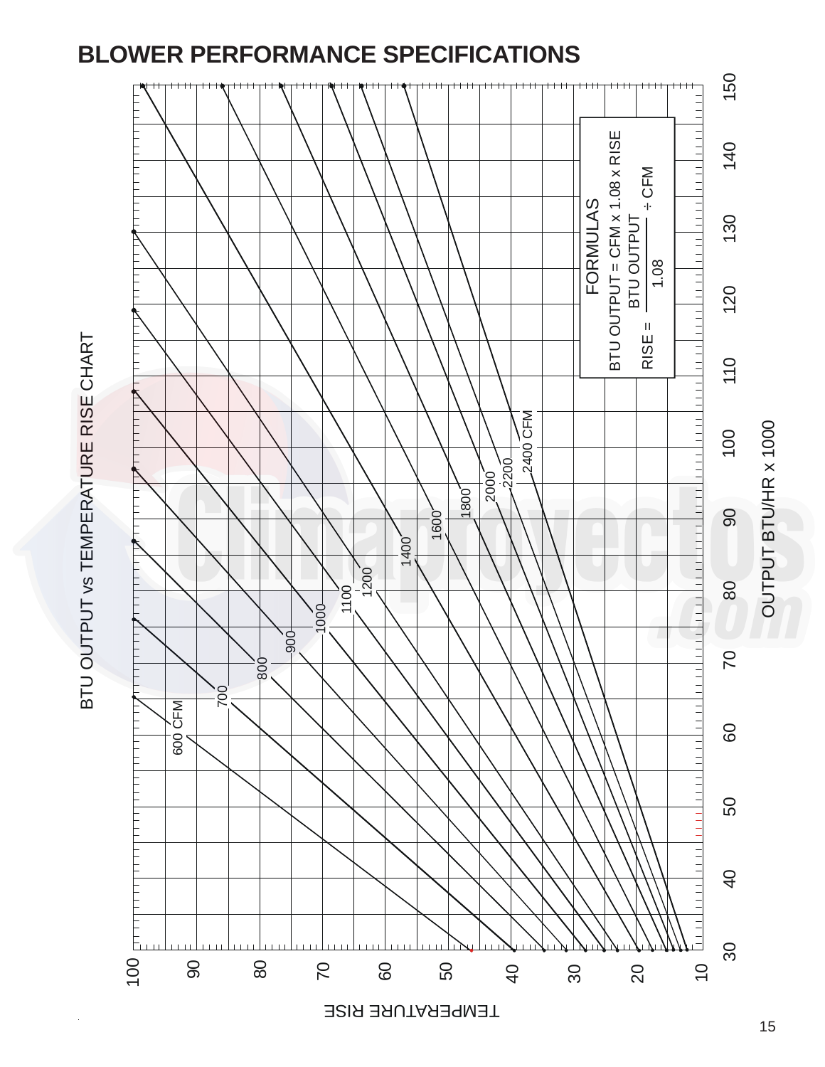# BLOWER PERFORMANCE SPECIFICATIONS

BTU OUTPUT vs TEMPERATURE RISE CHART

FORMULAS

BTU OUTPUT = CFM x 1.08 x RISE

$$\text{RISE} = \frac{\text{BTU OUTPUT}}{1.08} \div \text{CFM}$$

600 CFM
700
800
900
1000
1100
1200
1400
1600
1800
2000
2200
2400 CFM

TEMPERATURE RISE

100
90
80
70
60
50
40
30
20
10

OUTPUT BTU/HR x 1000

30
40
50
60
70
80
90
100
110
120
130
140
150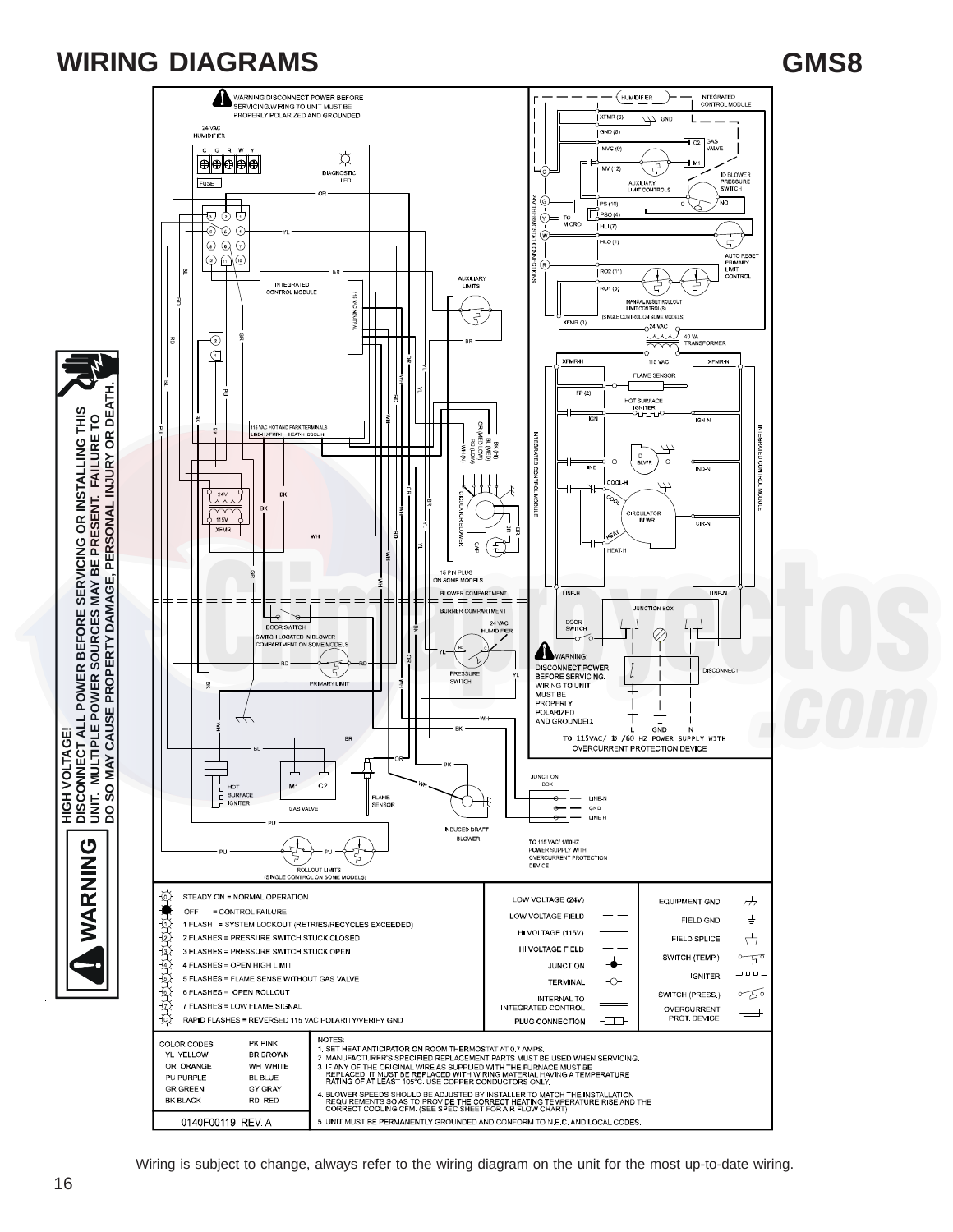# WIRING DIAGRAMS

## GMS8

WARNING DISCONNECT POWER BEFORE SERVICING.WIRING TO UNIT MUST BE PROPERLY POLARIZED AND GROUNDED.

HIGH VOLTAGE!
DISCONNECT ALL POWER BEFORE SERVICING OR INSTALLING THIS UNIT. MULTIPLE POWER SOURCES MAY BE PRESENT. FAILURE TO DO SO MAY CAUSE PROPERTY DAMAGE, PERSONAL INJURY OR DEATH.

WARNING

STEADY ON = NORMAL OPERATION
OFF = CONTROL FAILURE
1 FLASH = SYSTEM LOCKOUT (RETRIES/RECYCLES EXCEEDED)
2 FLASHES = PRESSURE SWITCH STUCK CLOSED
3 FLASHES = PRESSURE SWITCH STUCK OPEN
4 FLASHES = OPEN HIGH LIMIT
5 FLASHES = FLAME SENSE WITHOUT GAS VALVE
6 FLASHES = OPEN ROLLOUT
7 FLASHES = LOW FLAME SIGNAL
RAPID FLASHES = REVERSED 115 VAC POLARITY/VERIFY GND

LOW VOLTAGE (24V)
LOW VOLTAGE FIELD
HI VOLTAGE (115V)
HI VOLTAGE FIELD
JUNCTION
TERMINAL
INTERNAL TO INTEGRATED CONTROL
PLUG CONNECTION

EQUIPMENT GND
FIELD GND
FIELD SPLICE
SWITCH (TEMP.)
IGNITER
SWITCH (PRESS.)
OVERCURRENT PROT. DEVICE

| COLOR CODES: | |
|---|---|
| YL YELLOW | PK PINK |
| OR ORANGE | BR BROWN |
| PU PURPLE | WH WHITE |
| GR GREEN | BL BLUE |
| BK BLACK | GY GRAY |
| | RD RED |

0140F00119 REV. A

NOTES:
1. SET HEAT ANTICIPATOR ON ROOM THERMOSTAT AT 0.7 AMPS.
2. MANUFACTURER'S SPECIFIED REPLACEMENT PARTS MUST BE USED WHEN SERVICING.
3. IF ANY OF THE ORIGINAL WIRE AS SUPPLIED WITH THE FURNACE MUST BE REPLACED, IT MUST BE REPLACED WITH WIRING MATERIAL HAVING A TEMPERATURE RATING OF AT LEAST 105°C. USE COPPER CONDUCTORS ONLY.
4. BLOWER SPEEDS SHOULD BE ADJUSTED BY INSTALLER TO MATCH THE INSTALLATION REQUIREMENTS SO AS TO PROVIDE THE CORRECT HEATING TEMPERATURE RISE AND THE CORRECT COOLING CFM. (SEE SPEC SHEET FOR AIR FLOW CHART)
5. UNIT MUST BE PERMANENTLY GROUNDED AND CONFORM TO N.E.C. AND LOCAL CODES.

Wiring is subject to change, always refer to the wiring diagram on the unit for the most up-to-date wiring.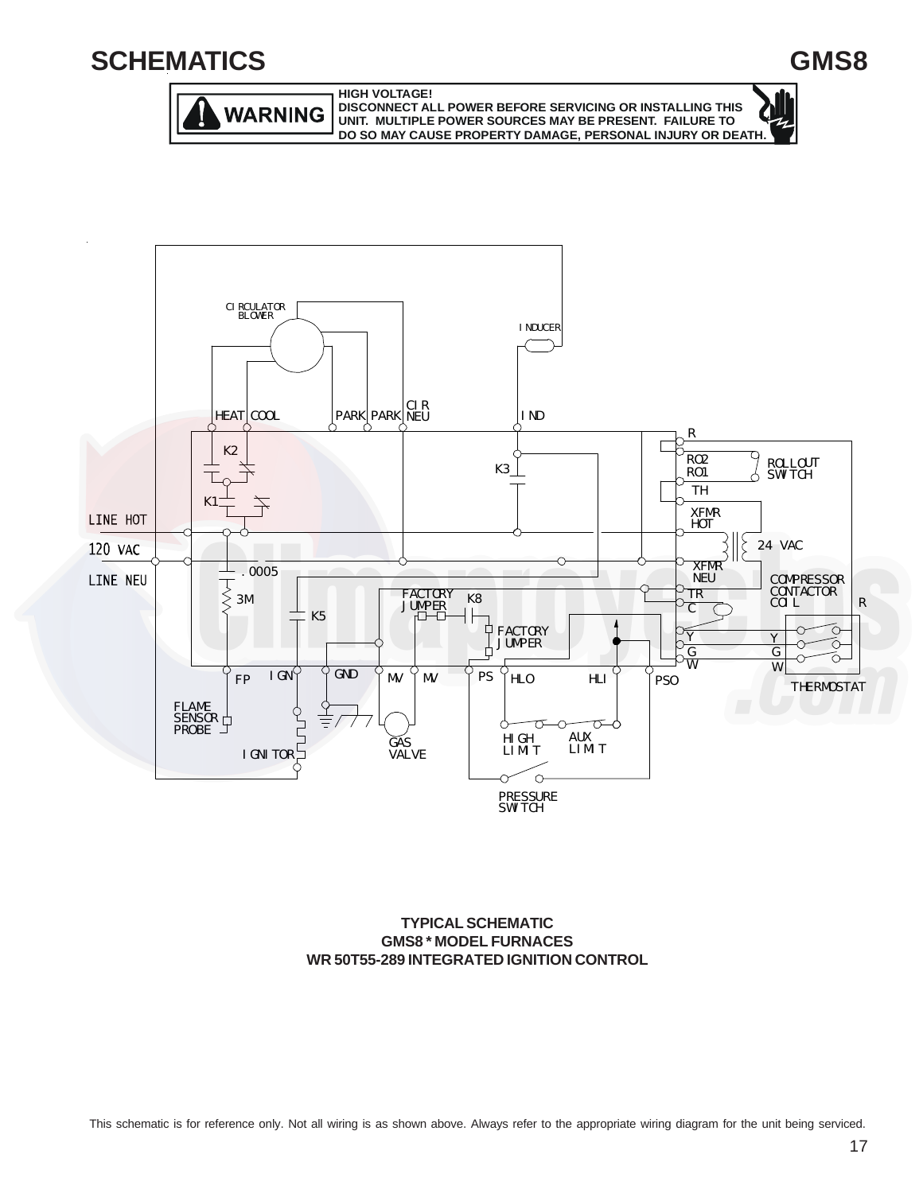# SCHEMATICS

**GMS8**

**WARNING**

**HIGH VOLTAGE!**
**DISCONNECT ALL POWER BEFORE SERVICING OR INSTALLING THIS UNIT. MULTIPLE POWER SOURCES MAY BE PRESENT. FAILURE TO DO SO MAY CAUSE PROPERTY DAMAGE, PERSONAL INJURY OR DEATH.**

CIRCULATOR BLOWER
INDUCER
HEAT COOL PARK PARK CIR NEU IND
K2
K1
K3
R
RO2
RO1
ROLLOUT SWITCH
TH
XFMR HOT
24 VAC
XFMR NEU
LINE HOT
120 VAC
LINE NEU
.0005
3M
K5
FACTORY JUMPER
K8
FACTORY JUMPER
COMPRESSOR CONTACTOR COIL
TR
C
R
Y G W
Y G W
THERMOSTAT
FP IGN GND MV MV PS HLO HLI PSO
FLAME SENSOR PROBE
IGNITOR
GAS VALVE
HIGH LIMIT
AUX LIMIT
PRESSURE SWITCH

**TYPICAL SCHEMATIC**
**GMS8 \* MODEL FURNACES**
**WR 50T55-289 INTEGRATED IGNITION CONTROL**

This schematic is for reference only. Not all wiring is as shown above. Always refer to the appropriate wiring diagram for the unit being serviced.